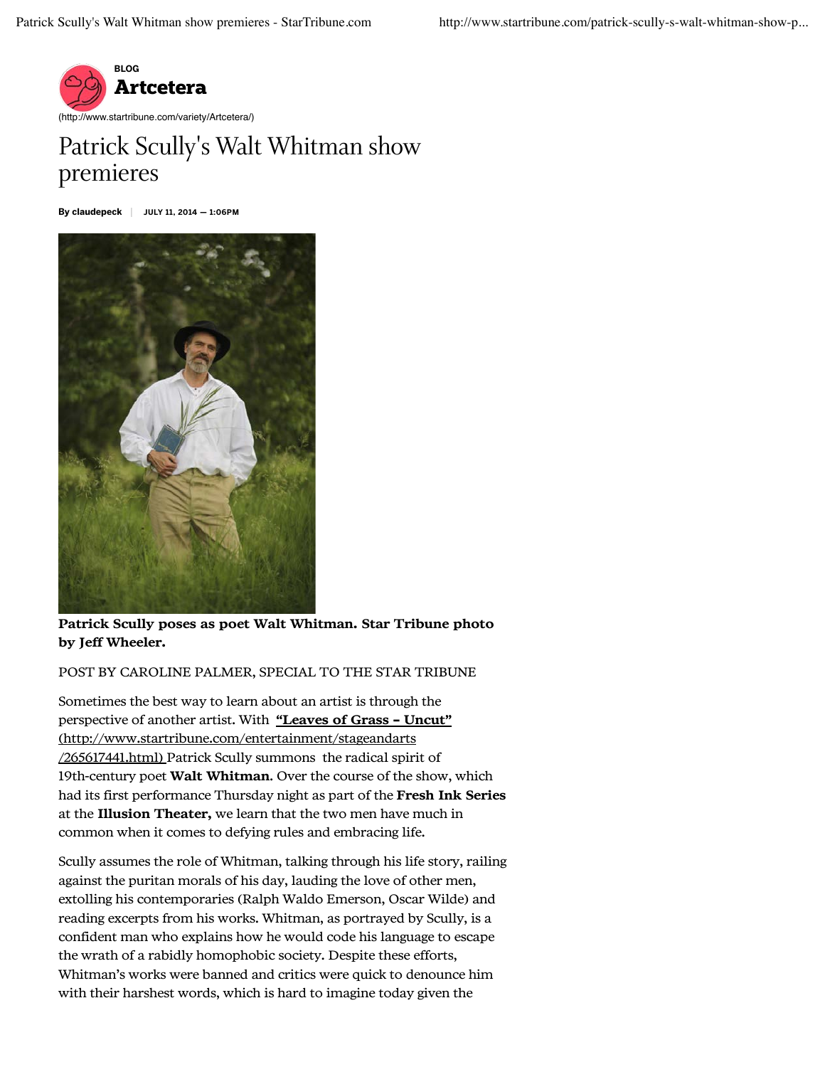BLOG

**Artcetera**

(http://www.startribune.com/variety/Artcetera/)

# Patrick Scully's Walt Whitman show premieres

**By claudepeck** | **JULY 11, 2014 — 1:06PM**

**Patrick Scully poses as poet Walt Whitman. Star Tribune photo by Jeff Wheeler.**

POST BY CAROLINE PALMER, SPECIAL TO THE STAR TRIBUNE

Sometimes the best way to learn about an artist is through the perspective of another artist. With **"Leaves of Grass – Uncut"** (http://www.startribune.com/entertainment/stageandarts/265617441.html) Patrick Scully summons the radical spirit of 19th-century poet **Walt Whitman**. Over the course of the show, which had its first performance Thursday night as part of the **Fresh Ink Series** at the **Illusion Theater,** we learn that the two men have much in common when it comes to defying rules and embracing life.

Scully assumes the role of Whitman, talking through his life story, railing against the puritan morals of his day, lauding the love of other men, extolling his contemporaries (Ralph Waldo Emerson, Oscar Wilde) and reading excerpts from his works. Whitman, as portrayed by Scully, is a confident man who explains how he would code his language to escape the wrath of a rabidly homophobic society. Despite these efforts, Whitman's works were banned and critics were quick to denounce him with their harshest words, which is hard to imagine today given the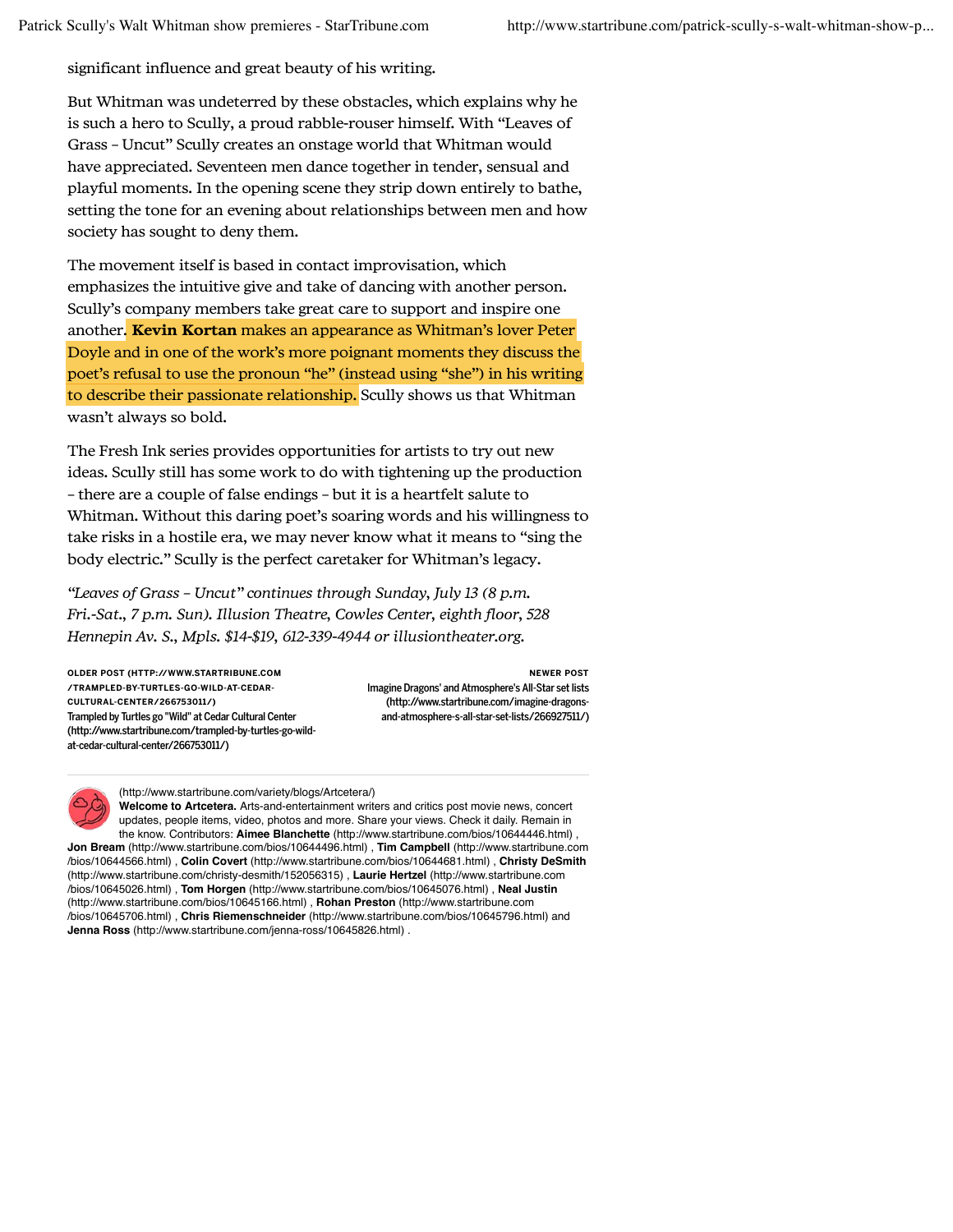significant influence and great beauty of his writing.

But Whitman was undeterred by these obstacles, which explains why he is such a hero to Scully, a proud rabble-rouser himself. With "Leaves of Grass – Uncut" Scully creates an onstage world that Whitman would have appreciated. Seventeen men dance together in tender, sensual and playful moments. In the opening scene they strip down entirely to bathe, setting the tone for an evening about relationships between men and how society has sought to deny them.

The movement itself is based in contact improvisation, which emphasizes the intuitive give and take of dancing with another person. Scully's company members take great care to support and inspire one another. **Kevin Kortan** makes an appearance as Whitman's lover Peter Doyle and in one of the work's more poignant moments they discuss the poet's refusal to use the pronoun "he" (instead using "she") in his writing to describe their passionate relationship. Scully shows us that Whitman wasn't always so bold.

The Fresh Ink series provides opportunities for artists to try out new ideas. Scully still has some work to do with tightening up the production – there are a couple of false endings – but it is a heartfelt salute to Whitman. Without this daring poet's soaring words and his willingness to take risks in a hostile era, we may never know what it means to "sing the body electric." Scully is the perfect caretaker for Whitman's legacy.

*"Leaves of Grass – Uncut" continues through Sunday, July 13 (8 p.m. Fri.-Sat., 7 p.m. Sun). Illusion Theatre, Cowles Center, eighth floor, 528 Hennepin Av. S., Mpls. $14-$19, 612-339-4944 or illusiontheater.org.*

**OLDER POST (HTTP://WWW.STARTRIBUNE.COM/TRAMPLED-BY-TURTLES-GO-WILD-AT-CEDAR-CULTURAL-CENTER/266753011/)**
Trampled by Turtles go "Wild" at Cedar Cultural Center (http://www.startribune.com/trampled-by-turtles-go-wild-at-cedar-cultural-center/266753011/)

**NEWER POST**
Imagine Dragons' and Atmosphere's All-Star set lists (http://www.startribune.com/imagine-dragons-and-atmosphere-s-all-star-set-lists/266927511/)

(http://www.startribune.com/variety/blogs/Artcetera/)
**Welcome to Artcetera.** Arts-and-entertainment writers and critics post movie news, concert updates, people items, video, photos and more. Share your views. Check it daily. Remain in the know. Contributors: **Aimee Blanchette** (http://www.startribune.com/bios/10644446.html) , **Jon Bream** (http://www.startribune.com/bios/10644496.html) , **Tim Campbell** (http://www.startribune.com/bios/10644566.html) , **Colin Covert** (http://www.startribune.com/bios/10644681.html) , **Christy DeSmith** (http://www.startribune.com/christy-desmith/152056315) , **Laurie Hertzel** (http://www.startribune.com/bios/10645026.html) , **Tom Horgen** (http://www.startribune.com/bios/10645076.html) , **Neal Justin** (http://www.startribune.com/bios/10645166.html) , **Rohan Preston** (http://www.startribune.com/bios/10645706.html) , **Chris Riemenschneider** (http://www.startribune.com/bios/10645796.html) and **Jenna Ross** (http://www.startribune.com/jenna-ross/10645826.html) .